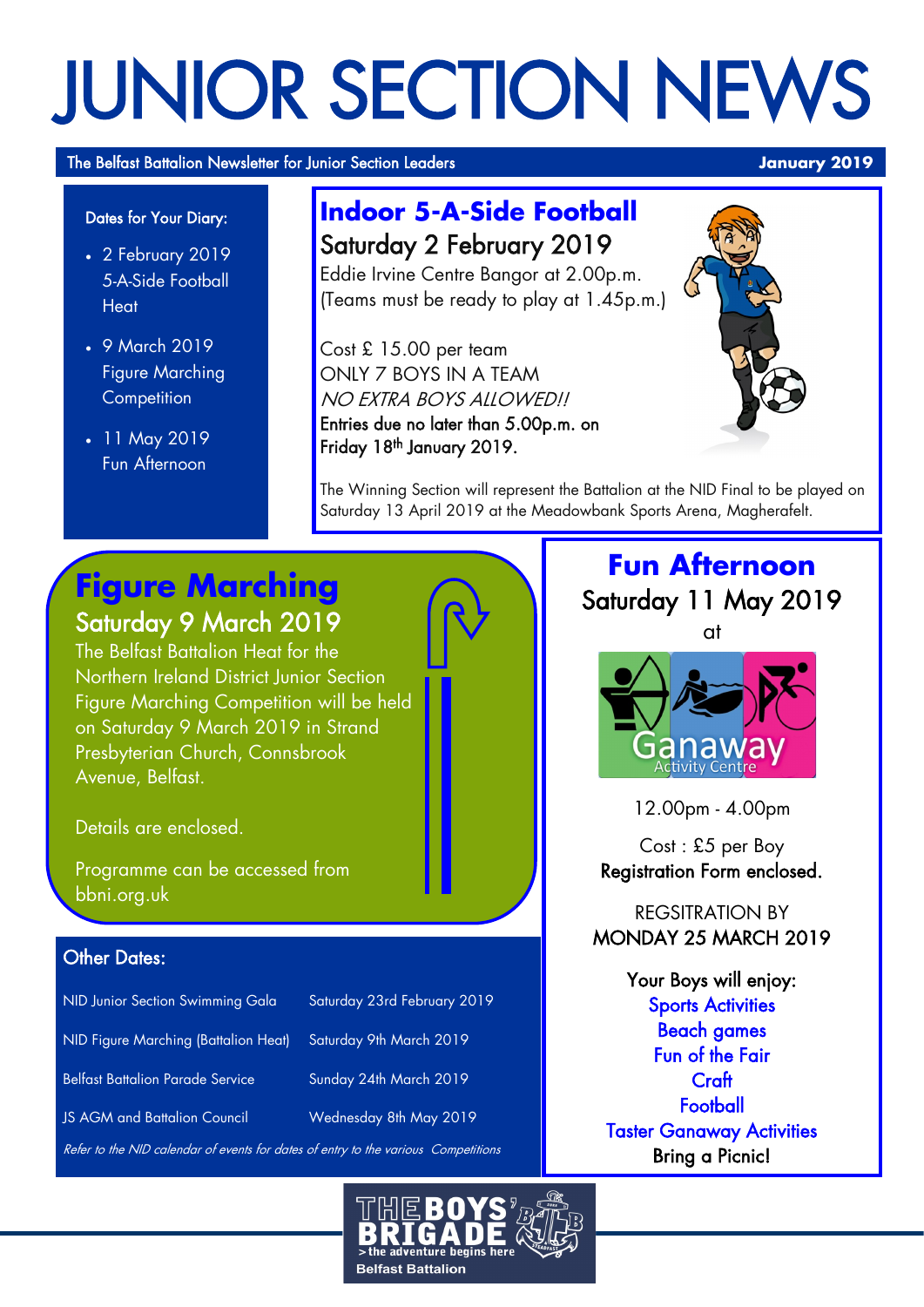# JUNIOR SECTION NEWS

The Belfast Battalion Newsletter for Junior Section Leaders — **January 2019**

**Dates for Your Diary:**

- 2 February 2019 5-A-Side Football Heat
- 9 March 2019 Figure Marching Competition
- 11 May 2019 Fun Afternoon

## Indoor 5-A-Side Football

### Saturday 2 February 2019

Eddie Irvine Centre Bangor at 2.00p.m.
(Teams must be ready to play at 1.45p.m.)

Cost £ 15.00 per team
ONLY 7 BOYS IN A TEAM
*NO EXTRA BOYS ALLOWED!!*
Entries due no later than 5.00p.m. on Friday 18th January 2019.

The Winning Section will represent the Battalion at the NID Final to be played on Saturday 13 April 2019 at the Meadowbank Sports Arena, Magherafelt.

## Figure Marching

### Saturday 9 March 2019

The Belfast Battalion Heat for the Northern Ireland District Junior Section Figure Marching Competition will be held on Saturday 9 March 2019 in Strand Presbyterian Church, Connsbrook Avenue, Belfast.

Details are enclosed.

Programme can be accessed from bbni.org.uk

## Fun Afternoon

### Saturday 11 May 2019

at

Ganaway Activity Centre

12.00pm - 4.00pm

Cost : £5 per Boy
Registration Form enclosed.

REGSITRATION BY
MONDAY 25 MARCH 2019

Your Boys will enjoy:
Sports Activities
Beach games
Fun of the Fair
Craft
Football
Taster Ganaway Activities
Bring a Picnic!

### Other Dates:

| | |
|---|---|
| NID Junior Section Swimming Gala | Saturday 23rd February 2019 |
| NID Figure Marching (Battalion Heat) | Saturday 9th March 2019 |
| Belfast Battalion Parade Service | Sunday 24th March 2019 |
| JS AGM and Battalion Council | Wednesday 8th May 2019 |

*Refer to the NID calendar of events for dates of entry to the various Competitions*

THE BOYS' BRIGADE
> the adventure begins here
Belfast Battalion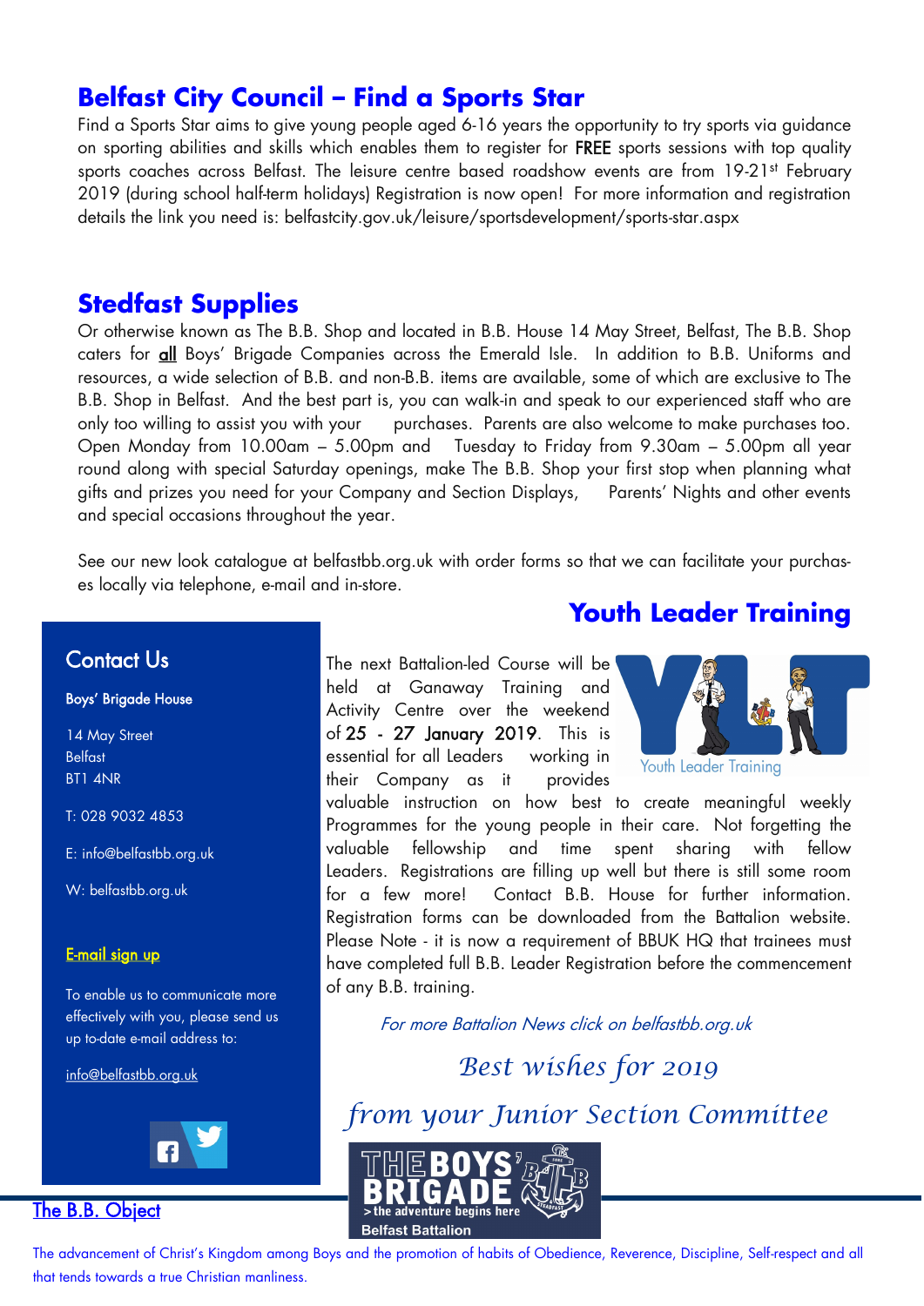## Belfast City Council – Find a Sports Star

Find a Sports Star aims to give young people aged 6-16 years the opportunity to try sports via guidance on sporting abilities and skills which enables them to register for **FREE** sports sessions with top quality sports coaches across Belfast. The leisure centre based roadshow events are from 19-21st February 2019 (during school half-term holidays) Registration is now open! For more information and registration details the link you need is: belfastcity.gov.uk/leisure/sportsdevelopment/sports-star.aspx

## Stedfast Supplies

Or otherwise known as The B.B. Shop and located in B.B. House 14 May Street, Belfast, The B.B. Shop caters for all Boys' Brigade Companies across the Emerald Isle. In addition to B.B. Uniforms and resources, a wide selection of B.B. and non-B.B. items are available, some of which are exclusive to The B.B. Shop in Belfast. And the best part is, you can walk-in and speak to our experienced staff who are only too willing to assist you with your purchases. Parents are also welcome to make purchases too. Open Monday from 10.00am – 5.00pm and Tuesday to Friday from 9.30am – 5.00pm all year round along with special Saturday openings, make The B.B. Shop your first stop when planning what gifts and prizes you need for your Company and Section Displays, Parents' Nights and other events and special occasions throughout the year.

See our new look catalogue at belfastbb.org.uk with order forms so that we can facilitate your purchases locally via telephone, e-mail and in-store.

## Youth Leader Training

The next Battalion-led Course will be held at Ganaway Training and Activity Centre over the weekend of 25 - 27 January 2019. This is essential for all Leaders working in their Company as it provides valuable instruction on how best to create meaningful weekly Programmes for the young people in their care. Not forgetting the valuable fellowship and time spent sharing with fellow Leaders. Registrations are filling up well but there is still some room for a few more! Contact B.B. House for further information. Registration forms can be downloaded from the Battalion website. Please Note - it is now a requirement of BBUK HQ that trainees must have completed full B.B. Leader Registration before the commencement of any B.B. training.

Youth Leader Training

*For more Battalion News click on belfastbb.org.uk*

*Best wishes for 2019*

*from your Junior Section Committee*

### Contact Us

**Boys' Brigade House**

14 May Street
Belfast
BT1 4NR

T: 028 9032 4853

E: info@belfastbb.org.uk

W: belfastbb.org.uk

**E-mail sign up**

To enable us to communicate more effectively with you, please send us up to-date e-mail address to:

info@belfastbb.org.uk

THE BOYS' BRIGADE
> the adventure begins here
Belfast Battalion

**The B.B. Object**

The advancement of Christ's Kingdom among Boys and the promotion of habits of Obedience, Reverence, Discipline, Self-respect and all that tends towards a true Christian manliness.